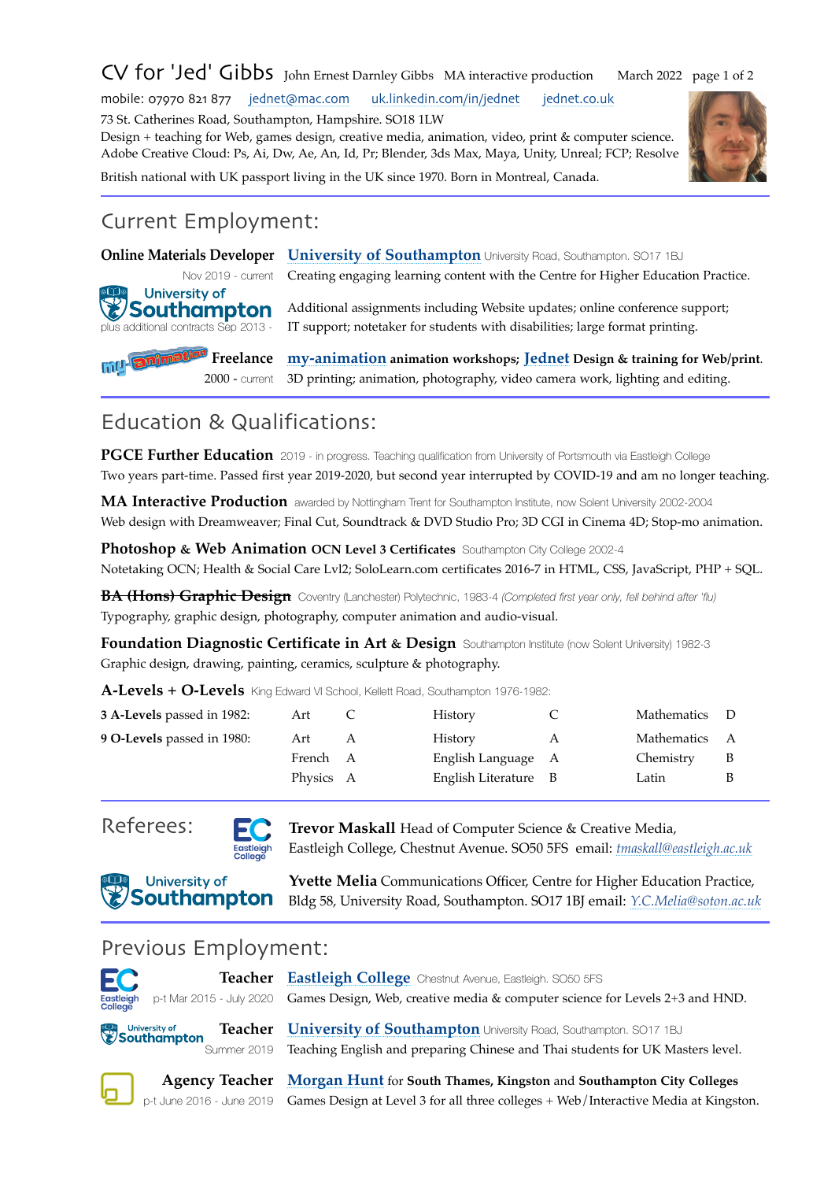# CV for 'Jed' Gibbs

John Ernest Darnley Gibbs MA interactive production — March 2022

mobile: 07970 821 877 jednet@mac.com uk.linkedin.com/in/jednet jednet.co.uk

73 St. Catherines Road, Southampton, Hampshire. SO18 1LW

Design + teaching for Web, games design, creative media, animation, video, print & computer science.

Adobe Creative Cloud: Ps, Ai, Dw, Ae, An, Id, Pr; Blender, 3ds Max, Maya, Unity, Unreal; FCP; Resolve

British national with UK passport living in the UK since 1970. Born in Montreal, Canada.

## Current Employment:

**Online Materials Developer** — **University of Southampton** University Road, Southampton. SO17 1BJ
Nov 2019 - current
Creating engaging learning content with the Centre for Higher Education Practice.

plus additional contracts Sep 2013 -
Additional assignments including Website updates; online conference support; IT support; notetaker for students with disabilities; large format printing.

**Freelance** — **my-animation** animation workshops; **Jednet** Design & training for Web/print.
2000 - current
3D printing; animation, photography, video camera work, lighting and editing.

## Education & Qualifications:

**PGCE Further Education** 2019 - in progress. Teaching qualification from University of Portsmouth via Eastleigh College
Two years part-time. Passed first year 2019-2020, but second year interrupted by COVID-19 and am no longer teaching.

**MA Interactive Production** awarded by Nottingham Trent for Southampton Institute, now Solent University 2002-2004
Web design with Dreamweaver; Final Cut, Soundtrack & DVD Studio Pro; 3D CGI in Cinema 4D; Stop-mo animation.

**Photoshop & Web Animation OCN Level 3 Certificates** Southampton City College 2002-4
Notetaking OCN; Health & Social Care Lvl2; SoloLearn.com certificates 2016-7 in HTML, CSS, JavaScript, PHP + SQL.

~~**BA (Hons) Graphic Design**~~ Coventry (Lanchester) Polytechnic, 1983-4 *(Completed first year only, fell behind after 'flu)*
Typography, graphic design, photography, computer animation and audio-visual.

**Foundation Diagnostic Certificate in Art & Design** Southampton Institute (now Solent University) 1982-3
Graphic design, drawing, painting, ceramics, sculpture & photography.

**A-Levels + O-Levels** King Edward VI School, Kellett Road, Southampton 1976-1982:

| | | | | | | |
|---|---|---|---|---|---|---|
| **3 A-Levels** passed in 1982: | Art | C | History | C | Mathematics | D |
| **9 O-Levels** passed in 1980: | Art | A | History | A | Mathematics | A |
| | French | A | English Language | A | Chemistry | B |
| | Physics | A | English Literature | B | Latin | B |

## Referees:

**Trevor Maskall** Head of Computer Science & Creative Media, Eastleigh College, Chestnut Avenue. SO50 5FS email: *tmaskall@eastleigh.ac.uk*

**Yvette Melia** Communications Officer, Centre for Higher Education Practice, Bldg 58, University Road, Southampton. SO17 1BJ email: *Y.C.Melia@soton.ac.uk*

## Previous Employment:

**Teacher** — **Eastleigh College** Chestnut Avenue, Eastleigh. SO50 5FS
p-t Mar 2015 - July 2020
Games Design, Web, creative media & computer science for Levels 2+3 and HND.

**Teacher** — **University of Southampton** University Road, Southampton. SO17 1BJ
Summer 2019
Teaching English and preparing Chinese and Thai students for UK Masters level.

**Agency Teacher** — **Morgan Hunt** for **South Thames, Kingston** and **Southampton City Colleges**
p-t June 2016 - June 2019
Games Design at Level 3 for all three colleges + Web/Interactive Media at Kingston.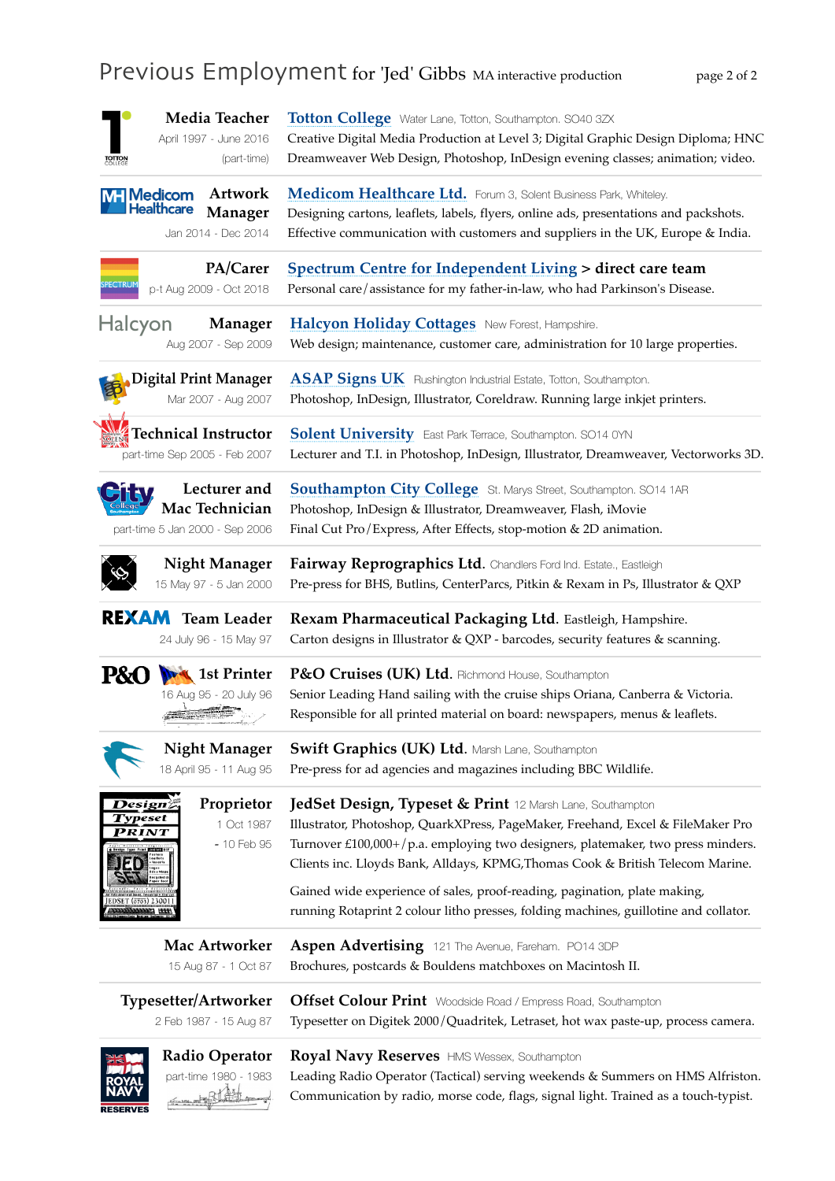# Previous Employment for 'Jed' Gibbs MA interactive production

### Media Teacher
April 1997 - June 2016 (part-time)

**Totton College** Water Lane, Totton, Southampton. SO40 3ZX
Creative Digital Media Production at Level 3; Digital Graphic Design Diploma; HNC Dreamweaver Web Design, Photoshop, InDesign evening classes; animation; video.

### Artwork Manager
Jan 2014 - Dec 2014

**Medicom Healthcare Ltd.** Forum 3, Solent Business Park, Whiteley.
Designing cartons, leaflets, labels, flyers, online ads, presentations and packshots. Effective communication with customers and suppliers in the UK, Europe & India.

### PA/Carer
p-t Aug 2009 - Oct 2018

**Spectrum Centre for Independent Living > direct care team**
Personal care/assistance for my father-in-law, who had Parkinson's Disease.

### Manager
Aug 2007 - Sep 2009

**Halcyon Holiday Cottages** New Forest, Hampshire.
Web design; maintenance, customer care, administration for 10 large properties.

### Digital Print Manager
Mar 2007 - Aug 2007

**ASAP Signs UK** Rushington Industrial Estate, Totton, Southampton.
Photoshop, InDesign, Illustrator, Coreldraw. Running large inkjet printers.

### Technical Instructor
part-time Sep 2005 - Feb 2007

**Solent University** East Park Terrace, Southampton. SO14 0YN
Lecturer and T.I. in Photoshop, InDesign, Illustrator, Dreamweaver, Vectorworks 3D.

### Lecturer and Mac Technician
part-time 5 Jan 2000 - Sep 2006

**Southampton City College** St. Marys Street, Southampton. SO14 1AR
Photoshop, InDesign & Illustrator, Dreamweaver, Flash, iMovie
Final Cut Pro/Express, After Effects, stop-motion & 2D animation.

### Night Manager
15 May 97 - 5 Jan 2000

**Fairway Reprographics Ltd.** Chandlers Ford Ind. Estate., Eastleigh
Pre-press for BHS, Butlins, CenterParcs, Pitkin & Rexam in Ps, Illustrator & QXP

### Team Leader
24 July 96 - 15 May 97

**Rexam Pharmaceutical Packaging Ltd.** Eastleigh, Hampshire.
Carton designs in Illustrator & QXP - barcodes, security features & scanning.

### 1st Printer
16 Aug 95 - 20 July 96

**P&O Cruises (UK) Ltd.** Richmond House, Southampton
Senior Leading Hand sailing with the cruise ships Oriana, Canberra & Victoria.
Responsible for all printed material on board: newspapers, menus & leaflets.

### Night Manager
18 April 95 - 11 Aug 95

**Swift Graphics (UK) Ltd.** Marsh Lane, Southampton
Pre-press for ad agencies and magazines including BBC Wildlife.

### Proprietor
1 Oct 1987 - 10 Feb 95

**JedSet Design, Typeset & Print** 12 Marsh Lane, Southampton
Illustrator, Photoshop, QuarkXPress, PageMaker, Freehand, Excel & FileMaker Pro
Turnover £100,000+/p.a. employing two designers, platemaker, two press minders.
Clients inc. Lloyds Bank, Alldays, KPMG,Thomas Cook & British Telecom Marine.

Gained wide experience of sales, proof-reading, pagination, plate making, running Rotaprint 2 colour litho presses, folding machines, guillotine and collator.

### Mac Artworker
15 Aug 87 - 1 Oct 87

**Aspen Advertising** 121 The Avenue, Fareham. PO14 3DP
Brochures, postcards & Bouldens matchboxes on Macintosh II.

### Typesetter/Artworker
2 Feb 1987 - 15 Aug 87

**Offset Colour Print** Woodside Road / Empress Road, Southampton
Typesetter on Digitek 2000/Quadritek, Letraset, hot wax paste-up, process camera.

### Radio Operator
part-time 1980 - 1983

**Royal Navy Reserves** HMS Wessex, Southampton
Leading Radio Operator (Tactical) serving weekends & Summers on HMS Alfriston.
Communication by radio, morse code, flags, signal light. Trained as a touch-typist.